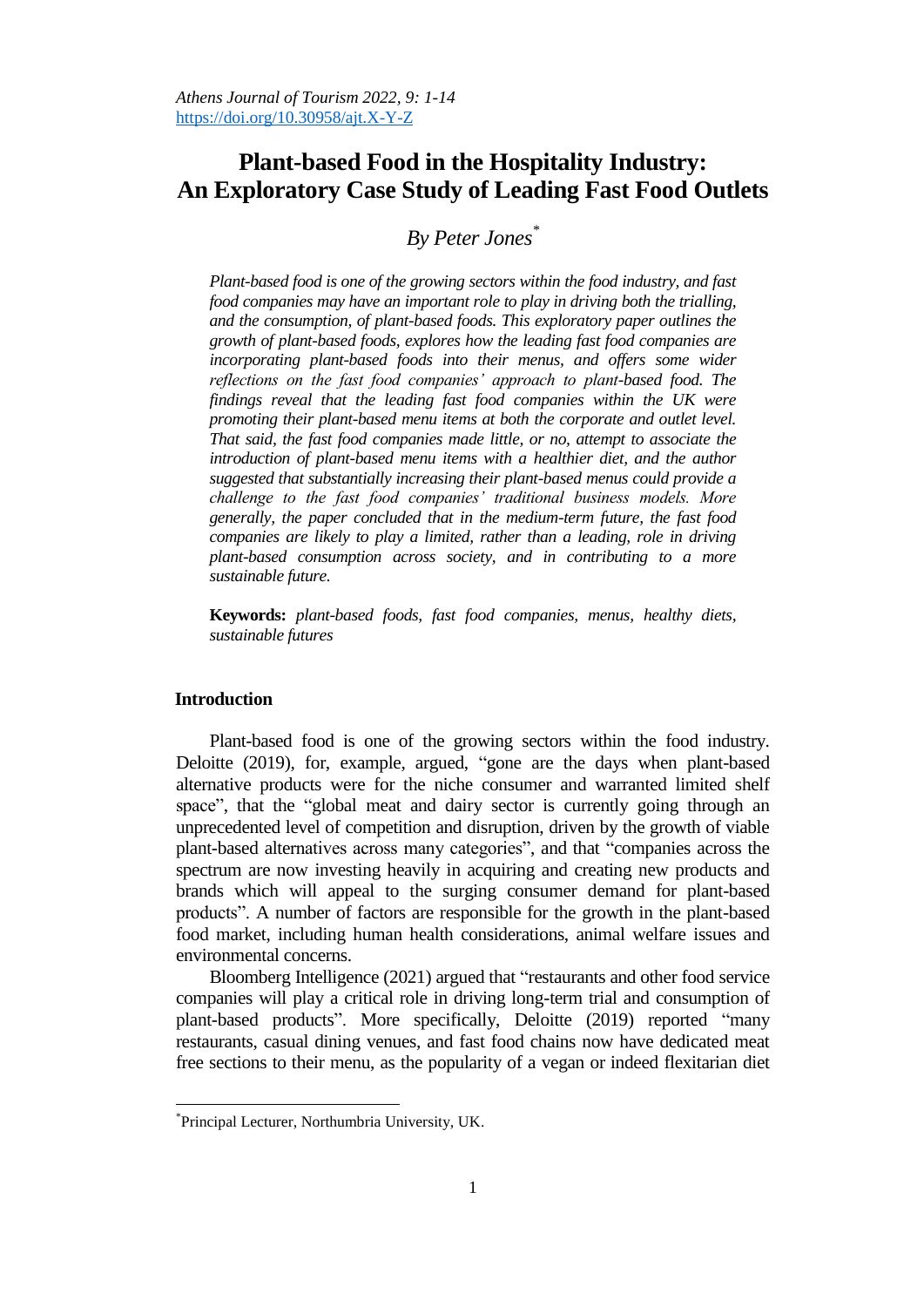# Plant-based Food in the Hospitality Industry: An Exploratory Case Study of Leading Fast Food Outlets

*By Peter Jones*[*]

*Plant-based food is one of the growing sectors within the food industry, and fast food companies may have an important role to play in driving both the trialling, and the consumption, of plant-based foods. This exploratory paper outlines the growth of plant-based foods, explores how the leading fast food companies are incorporating plant-based foods into their menus, and offers some wider reflections on the fast food companies' approach to plant-based food. The findings reveal that the leading fast food companies within the UK were promoting their plant-based menu items at both the corporate and outlet level. That said, the fast food companies made little, or no, attempt to associate the introduction of plant-based menu items with a healthier diet, and the author suggested that substantially increasing their plant-based menus could provide a challenge to the fast food companies' traditional business models. More generally, the paper concluded that in the medium-term future, the fast food companies are likely to play a limited, rather than a leading, role in driving plant-based consumption across society, and in contributing to a more sustainable future.*

**Keywords:** *plant-based foods, fast food companies, menus, healthy diets, sustainable futures*

## Introduction

Plant-based food is one of the growing sectors within the food industry. Deloitte (2019), for, example, argued, "gone are the days when plant-based alternative products were for the niche consumer and warranted limited shelf space", that the "global meat and dairy sector is currently going through an unprecedented level of competition and disruption, driven by the growth of viable plant-based alternatives across many categories", and that "companies across the spectrum are now investing heavily in acquiring and creating new products and brands which will appeal to the surging consumer demand for plant-based products". A number of factors are responsible for the growth in the plant-based food market, including human health considerations, animal welfare issues and environmental concerns.

Bloomberg Intelligence (2021) argued that "restaurants and other food service companies will play a critical role in driving long-term trial and consumption of plant-based products". More specifically, Deloitte (2019) reported "many restaurants, casual dining venues, and fast food chains now have dedicated meat free sections to their menu, as the popularity of a vegan or indeed flexitarian diet

---

[*] Principal Lecturer, Northumbria University, UK.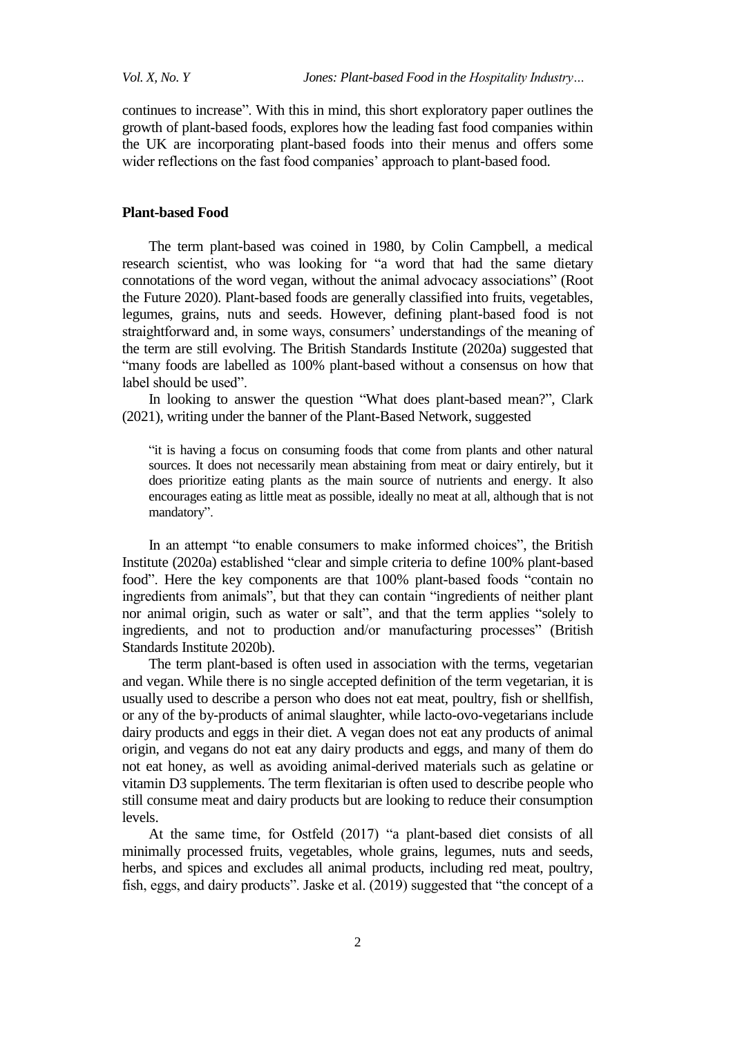continues to increase". With this in mind, this short exploratory paper outlines the growth of plant-based foods, explores how the leading fast food companies within the UK are incorporating plant-based foods into their menus and offers some wider reflections on the fast food companies' approach to plant-based food.

## Plant-based Food

The term plant-based was coined in 1980, by Colin Campbell, a medical research scientist, who was looking for "a word that had the same dietary connotations of the word vegan, without the animal advocacy associations" (Root the Future 2020). Plant-based foods are generally classified into fruits, vegetables, legumes, grains, nuts and seeds. However, defining plant-based food is not straightforward and, in some ways, consumers' understandings of the meaning of the term are still evolving. The British Standards Institute (2020a) suggested that "many foods are labelled as 100% plant-based without a consensus on how that label should be used".

In looking to answer the question "What does plant-based mean?", Clark (2021), writing under the banner of the Plant-Based Network, suggested

> "it is having a focus on consuming foods that come from plants and other natural sources. It does not necessarily mean abstaining from meat or dairy entirely, but it does prioritize eating plants as the main source of nutrients and energy. It also encourages eating as little meat as possible, ideally no meat at all, although that is not mandatory".

In an attempt "to enable consumers to make informed choices", the British Institute (2020a) established "clear and simple criteria to define 100% plant-based food". Here the key components are that 100% plant-based foods "contain no ingredients from animals", but that they can contain "ingredients of neither plant nor animal origin, such as water or salt", and that the term applies "solely to ingredients, and not to production and/or manufacturing processes" (British Standards Institute 2020b).

The term plant-based is often used in association with the terms, vegetarian and vegan. While there is no single accepted definition of the term vegetarian, it is usually used to describe a person who does not eat meat, poultry, fish or shellfish, or any of the by-products of animal slaughter, while lacto-ovo-vegetarians include dairy products and eggs in their diet. A vegan does not eat any products of animal origin, and vegans do not eat any dairy products and eggs, and many of them do not eat honey, as well as avoiding animal-derived materials such as gelatine or vitamin D3 supplements. The term flexitarian is often used to describe people who still consume meat and dairy products but are looking to reduce their consumption levels.

At the same time, for Ostfeld (2017) "a plant-based diet consists of all minimally processed fruits, vegetables, whole grains, legumes, nuts and seeds, herbs, and spices and excludes all animal products, including red meat, poultry, fish, eggs, and dairy products". Jaske et al. (2019) suggested that "the concept of a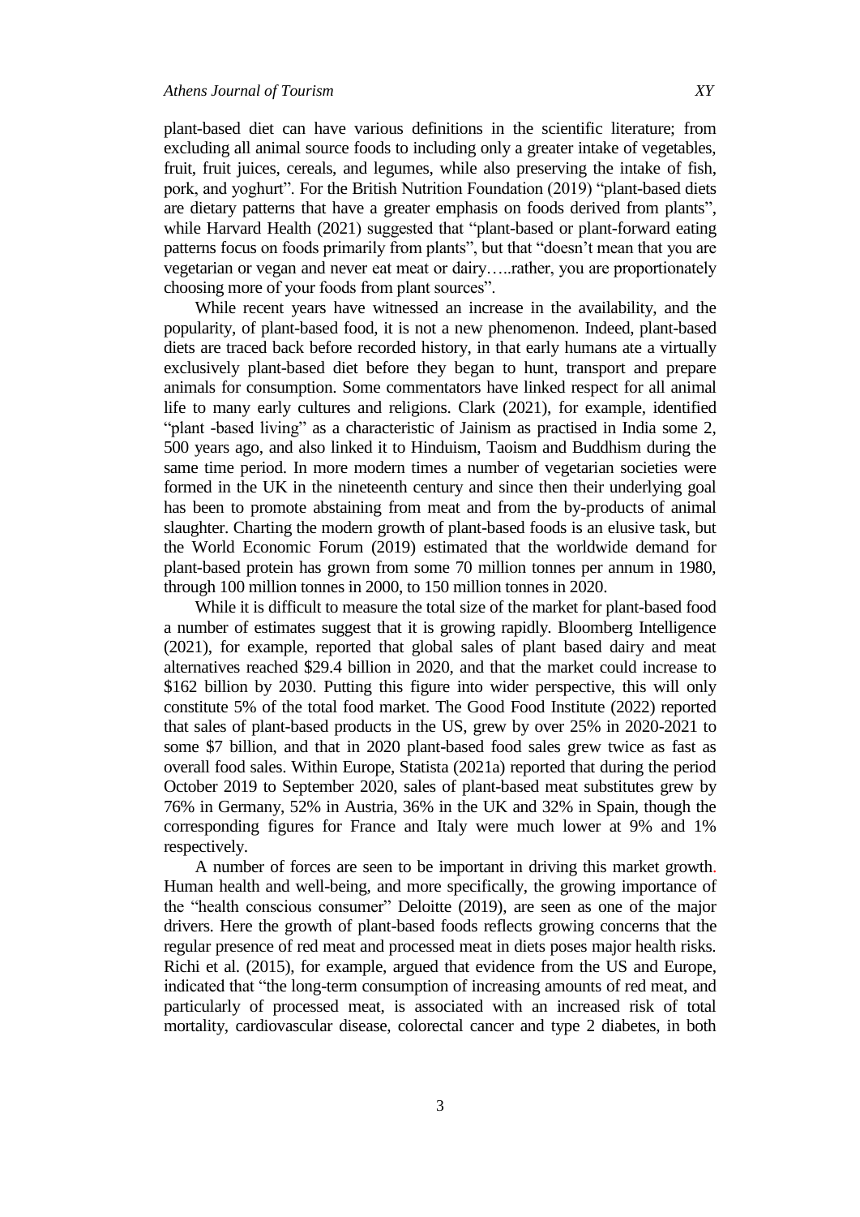plant-based diet can have various definitions in the scientific literature; from excluding all animal source foods to including only a greater intake of vegetables, fruit, fruit juices, cereals, and legumes, while also preserving the intake of fish, pork, and yoghurt". For the British Nutrition Foundation (2019) "plant-based diets are dietary patterns that have a greater emphasis on foods derived from plants", while Harvard Health (2021) suggested that "plant-based or plant-forward eating patterns focus on foods primarily from plants", but that "doesn't mean that you are vegetarian or vegan and never eat meat or dairy…..rather, you are proportionately choosing more of your foods from plant sources".

While recent years have witnessed an increase in the availability, and the popularity, of plant-based food, it is not a new phenomenon. Indeed, plant-based diets are traced back before recorded history, in that early humans ate a virtually exclusively plant-based diet before they began to hunt, transport and prepare animals for consumption. Some commentators have linked respect for all animal life to many early cultures and religions. Clark (2021), for example, identified "plant -based living" as a characteristic of Jainism as practised in India some 2, 500 years ago, and also linked it to Hinduism, Taoism and Buddhism during the same time period. In more modern times a number of vegetarian societies were formed in the UK in the nineteenth century and since then their underlying goal has been to promote abstaining from meat and from the by-products of animal slaughter. Charting the modern growth of plant-based foods is an elusive task, but the World Economic Forum (2019) estimated that the worldwide demand for plant-based protein has grown from some 70 million tonnes per annum in 1980, through 100 million tonnes in 2000, to 150 million tonnes in 2020.

While it is difficult to measure the total size of the market for plant-based food a number of estimates suggest that it is growing rapidly. Bloomberg Intelligence (2021), for example, reported that global sales of plant based dairy and meat alternatives reached $29.4 billion in 2020, and that the market could increase to $162 billion by 2030. Putting this figure into wider perspective, this will only constitute 5% of the total food market. The Good Food Institute (2022) reported that sales of plant-based products in the US, grew by over 25% in 2020-2021 to some $7 billion, and that in 2020 plant-based food sales grew twice as fast as overall food sales. Within Europe, Statista (2021a) reported that during the period October 2019 to September 2020, sales of plant-based meat substitutes grew by 76% in Germany, 52% in Austria, 36% in the UK and 32% in Spain, though the corresponding figures for France and Italy were much lower at 9% and 1% respectively.

A number of forces are seen to be important in driving this market growth. Human health and well-being, and more specifically, the growing importance of the "health conscious consumer" Deloitte (2019), are seen as one of the major drivers. Here the growth of plant-based foods reflects growing concerns that the regular presence of red meat and processed meat in diets poses major health risks. Richi et al. (2015), for example, argued that evidence from the US and Europe, indicated that "the long-term consumption of increasing amounts of red meat, and particularly of processed meat, is associated with an increased risk of total mortality, cardiovascular disease, colorectal cancer and type 2 diabetes, in both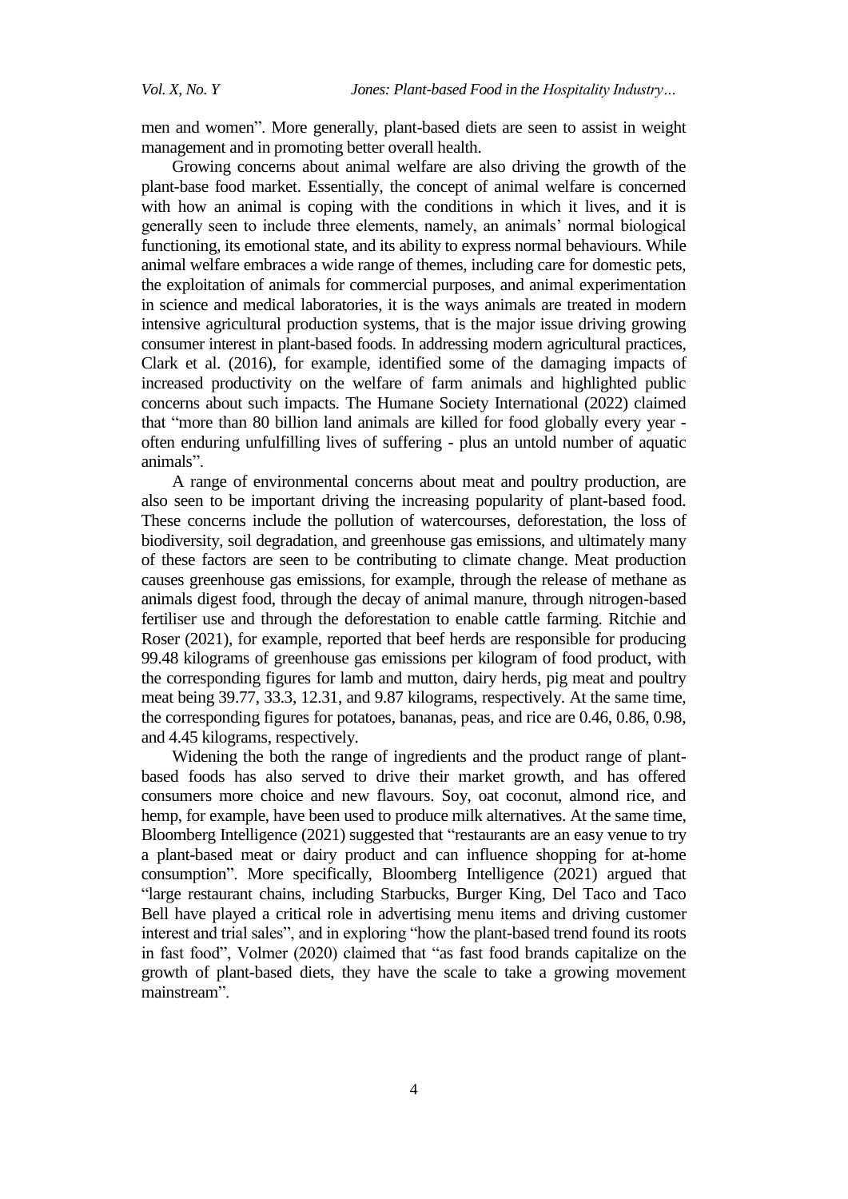men and women". More generally, plant-based diets are seen to assist in weight management and in promoting better overall health.

Growing concerns about animal welfare are also driving the growth of the plant-base food market. Essentially, the concept of animal welfare is concerned with how an animal is coping with the conditions in which it lives, and it is generally seen to include three elements, namely, an animals' normal biological functioning, its emotional state, and its ability to express normal behaviours. While animal welfare embraces a wide range of themes, including care for domestic pets, the exploitation of animals for commercial purposes, and animal experimentation in science and medical laboratories, it is the ways animals are treated in modern intensive agricultural production systems, that is the major issue driving growing consumer interest in plant-based foods. In addressing modern agricultural practices, Clark et al. (2016), for example, identified some of the damaging impacts of increased productivity on the welfare of farm animals and highlighted public concerns about such impacts. The Humane Society International (2022) claimed that "more than 80 billion land animals are killed for food globally every year - often enduring unfulfilling lives of suffering - plus an untold number of aquatic animals".

A range of environmental concerns about meat and poultry production, are also seen to be important driving the increasing popularity of plant-based food. These concerns include the pollution of watercourses, deforestation, the loss of biodiversity, soil degradation, and greenhouse gas emissions, and ultimately many of these factors are seen to be contributing to climate change. Meat production causes greenhouse gas emissions, for example, through the release of methane as animals digest food, through the decay of animal manure, through nitrogen-based fertiliser use and through the deforestation to enable cattle farming. Ritchie and Roser (2021), for example, reported that beef herds are responsible for producing 99.48 kilograms of greenhouse gas emissions per kilogram of food product, with the corresponding figures for lamb and mutton, dairy herds, pig meat and poultry meat being 39.77, 33.3, 12.31, and 9.87 kilograms, respectively. At the same time, the corresponding figures for potatoes, bananas, peas, and rice are 0.46, 0.86, 0.98, and 4.45 kilograms, respectively.

Widening the both the range of ingredients and the product range of plant-based foods has also served to drive their market growth, and has offered consumers more choice and new flavours. Soy, oat coconut, almond rice, and hemp, for example, have been used to produce milk alternatives. At the same time, Bloomberg Intelligence (2021) suggested that "restaurants are an easy venue to try a plant-based meat or dairy product and can influence shopping for at-home consumption". More specifically, Bloomberg Intelligence (2021) argued that "large restaurant chains, including Starbucks, Burger King, Del Taco and Taco Bell have played a critical role in advertising menu items and driving customer interest and trial sales", and in exploring "how the plant-based trend found its roots in fast food", Volmer (2020) claimed that "as fast food brands capitalize on the growth of plant-based diets, they have the scale to take a growing movement mainstream".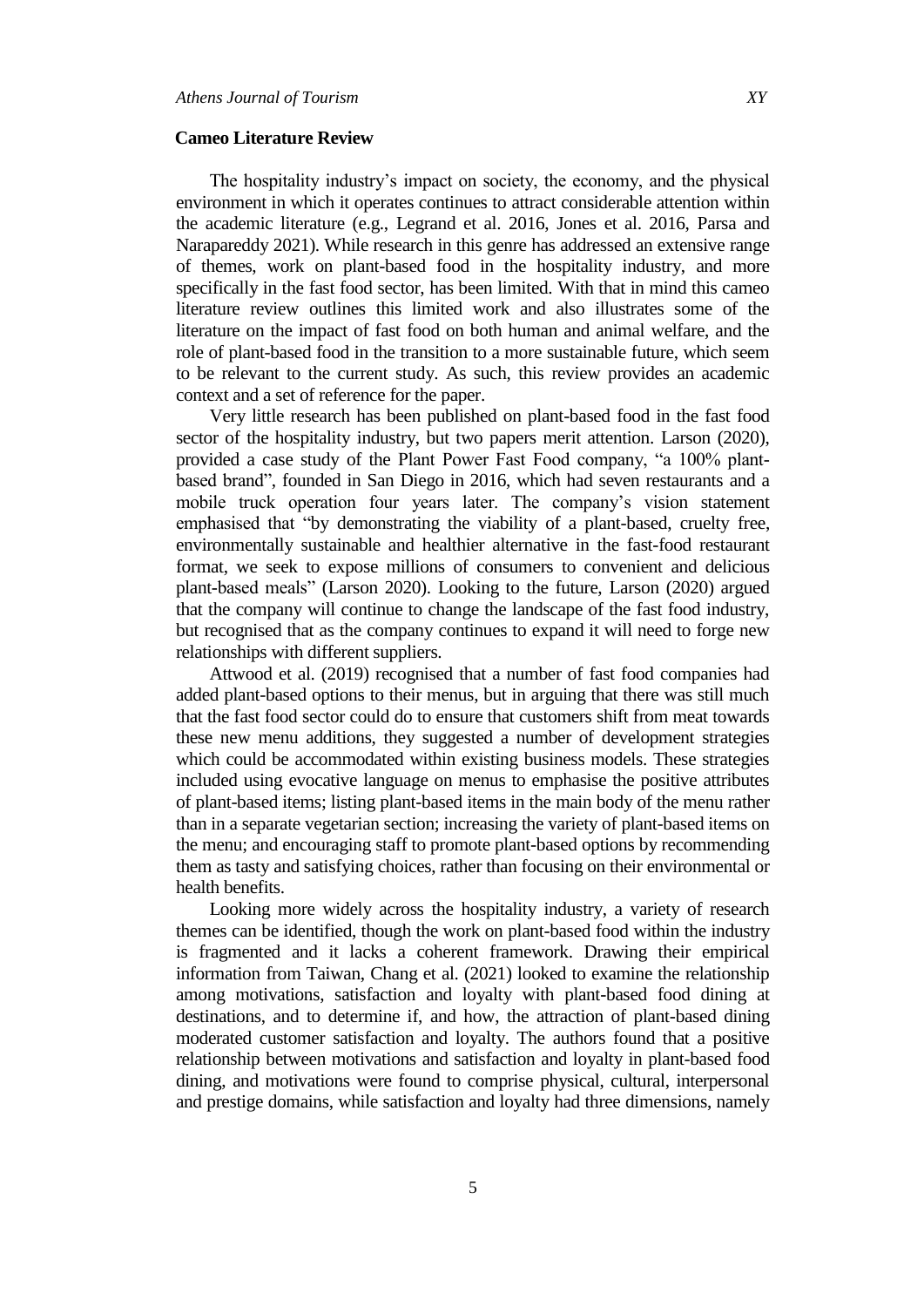## Cameo Literature Review

The hospitality industry's impact on society, the economy, and the physical environment in which it operates continues to attract considerable attention within the academic literature (e.g., Legrand et al. 2016, Jones et al. 2016, Parsa and Narapareddy 2021). While research in this genre has addressed an extensive range of themes, work on plant-based food in the hospitality industry, and more specifically in the fast food sector, has been limited. With that in mind this cameo literature review outlines this limited work and also illustrates some of the literature on the impact of fast food on both human and animal welfare, and the role of plant-based food in the transition to a more sustainable future, which seem to be relevant to the current study. As such, this review provides an academic context and a set of reference for the paper.

Very little research has been published on plant-based food in the fast food sector of the hospitality industry, but two papers merit attention. Larson (2020), provided a case study of the Plant Power Fast Food company, "a 100% plant-based brand", founded in San Diego in 2016, which had seven restaurants and a mobile truck operation four years later. The company's vision statement emphasised that "by demonstrating the viability of a plant-based, cruelty free, environmentally sustainable and healthier alternative in the fast-food restaurant format, we seek to expose millions of consumers to convenient and delicious plant-based meals" (Larson 2020). Looking to the future, Larson (2020) argued that the company will continue to change the landscape of the fast food industry, but recognised that as the company continues to expand it will need to forge new relationships with different suppliers.

Attwood et al. (2019) recognised that a number of fast food companies had added plant-based options to their menus, but in arguing that there was still much that the fast food sector could do to ensure that customers shift from meat towards these new menu additions, they suggested a number of development strategies which could be accommodated within existing business models. These strategies included using evocative language on menus to emphasise the positive attributes of plant-based items; listing plant-based items in the main body of the menu rather than in a separate vegetarian section; increasing the variety of plant-based items on the menu; and encouraging staff to promote plant-based options by recommending them as tasty and satisfying choices, rather than focusing on their environmental or health benefits.

Looking more widely across the hospitality industry, a variety of research themes can be identified, though the work on plant-based food within the industry is fragmented and it lacks a coherent framework. Drawing their empirical information from Taiwan, Chang et al. (2021) looked to examine the relationship among motivations, satisfaction and loyalty with plant-based food dining at destinations, and to determine if, and how, the attraction of plant-based dining moderated customer satisfaction and loyalty. The authors found that a positive relationship between motivations and satisfaction and loyalty in plant-based food dining, and motivations were found to comprise physical, cultural, interpersonal and prestige domains, while satisfaction and loyalty had three dimensions, namely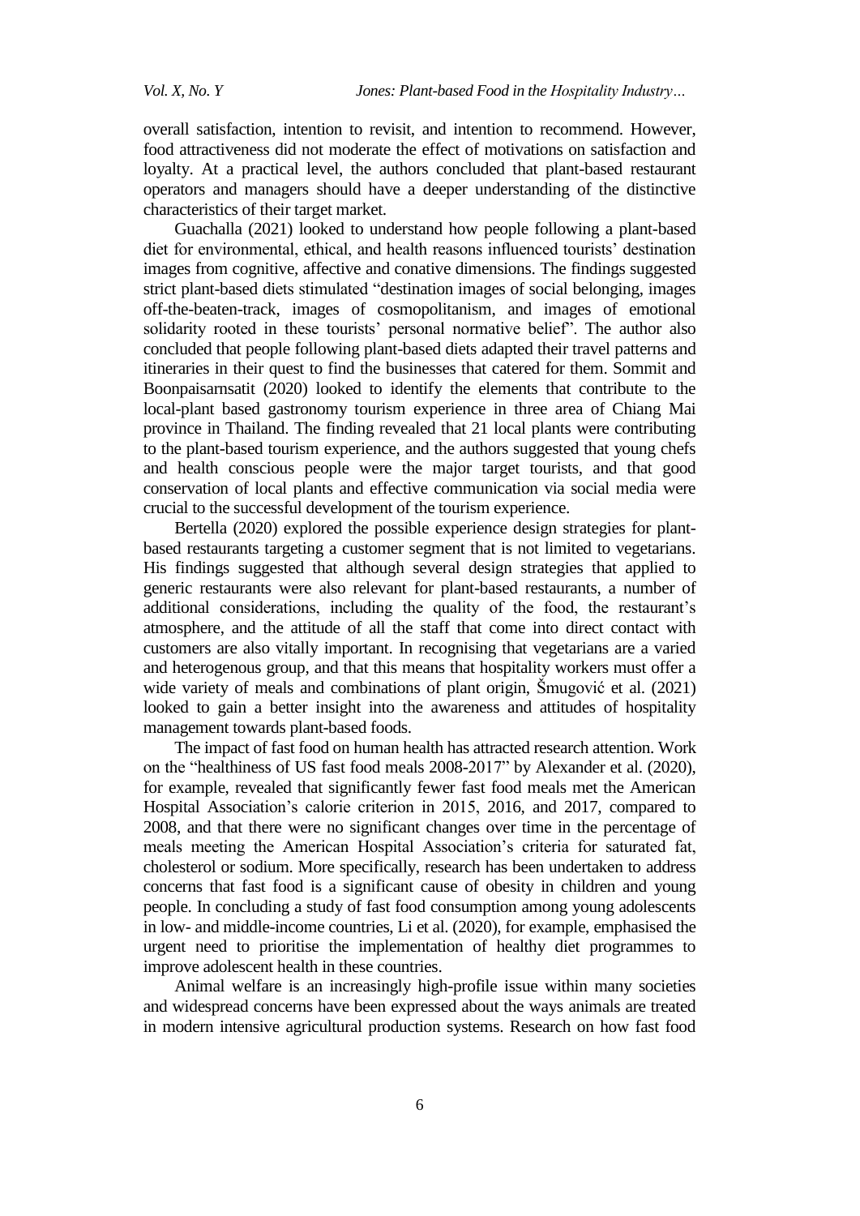overall satisfaction, intention to revisit, and intention to recommend. However, food attractiveness did not moderate the effect of motivations on satisfaction and loyalty. At a practical level, the authors concluded that plant-based restaurant operators and managers should have a deeper understanding of the distinctive characteristics of their target market.

Guachalla (2021) looked to understand how people following a plant-based diet for environmental, ethical, and health reasons influenced tourists' destination images from cognitive, affective and conative dimensions. The findings suggested strict plant-based diets stimulated "destination images of social belonging, images off-the-beaten-track, images of cosmopolitanism, and images of emotional solidarity rooted in these tourists' personal normative belief". The author also concluded that people following plant-based diets adapted their travel patterns and itineraries in their quest to find the businesses that catered for them. Sommit and Boonpaisarnsatit (2020) looked to identify the elements that contribute to the local-plant based gastronomy tourism experience in three area of Chiang Mai province in Thailand. The finding revealed that 21 local plants were contributing to the plant-based tourism experience, and the authors suggested that young chefs and health conscious people were the major target tourists, and that good conservation of local plants and effective communication via social media were crucial to the successful development of the tourism experience.

Bertella (2020) explored the possible experience design strategies for plant-based restaurants targeting a customer segment that is not limited to vegetarians. His findings suggested that although several design strategies that applied to generic restaurants were also relevant for plant-based restaurants, a number of additional considerations, including the quality of the food, the restaurant's atmosphere, and the attitude of all the staff that come into direct contact with customers are also vitally important. In recognising that vegetarians are a varied and heterogenous group, and that this means that hospitality workers must offer a wide variety of meals and combinations of plant origin, Šmugović et al. (2021) looked to gain a better insight into the awareness and attitudes of hospitality management towards plant-based foods.

The impact of fast food on human health has attracted research attention. Work on the "healthiness of US fast food meals 2008-2017" by Alexander et al. (2020), for example, revealed that significantly fewer fast food meals met the American Hospital Association's calorie criterion in 2015, 2016, and 2017, compared to 2008, and that there were no significant changes over time in the percentage of meals meeting the American Hospital Association's criteria for saturated fat, cholesterol or sodium. More specifically, research has been undertaken to address concerns that fast food is a significant cause of obesity in children and young people. In concluding a study of fast food consumption among young adolescents in low- and middle-income countries, Li et al. (2020), for example, emphasised the urgent need to prioritise the implementation of healthy diet programmes to improve adolescent health in these countries.

Animal welfare is an increasingly high-profile issue within many societies and widespread concerns have been expressed about the ways animals are treated in modern intensive agricultural production systems. Research on how fast food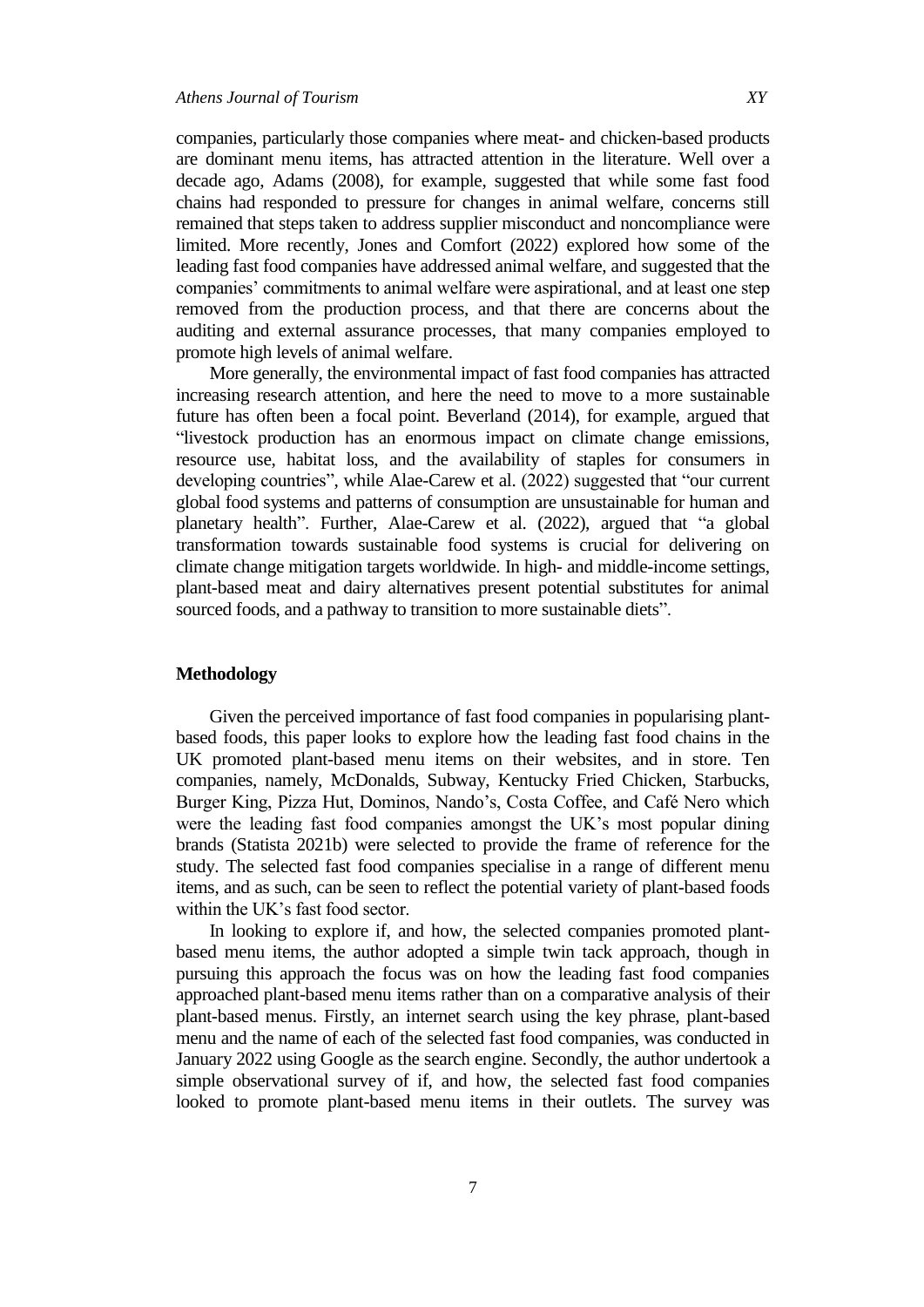companies, particularly those companies where meat- and chicken-based products are dominant menu items, has attracted attention in the literature. Well over a decade ago, Adams (2008), for example, suggested that while some fast food chains had responded to pressure for changes in animal welfare, concerns still remained that steps taken to address supplier misconduct and noncompliance were limited. More recently, Jones and Comfort (2022) explored how some of the leading fast food companies have addressed animal welfare, and suggested that the companies' commitments to animal welfare were aspirational, and at least one step removed from the production process, and that there are concerns about the auditing and external assurance processes, that many companies employed to promote high levels of animal welfare.

More generally, the environmental impact of fast food companies has attracted increasing research attention, and here the need to move to a more sustainable future has often been a focal point. Beverland (2014), for example, argued that "livestock production has an enormous impact on climate change emissions, resource use, habitat loss, and the availability of staples for consumers in developing countries", while Alae-Carew et al. (2022) suggested that "our current global food systems and patterns of consumption are unsustainable for human and planetary health". Further, Alae-Carew et al. (2022), argued that "a global transformation towards sustainable food systems is crucial for delivering on climate change mitigation targets worldwide. In high- and middle-income settings, plant-based meat and dairy alternatives present potential substitutes for animal sourced foods, and a pathway to transition to more sustainable diets".

## Methodology

Given the perceived importance of fast food companies in popularising plant-based foods, this paper looks to explore how the leading fast food chains in the UK promoted plant-based menu items on their websites, and in store. Ten companies, namely, McDonalds, Subway, Kentucky Fried Chicken, Starbucks, Burger King, Pizza Hut, Dominos, Nando's, Costa Coffee, and Café Nero which were the leading fast food companies amongst the UK's most popular dining brands (Statista 2021b) were selected to provide the frame of reference for the study. The selected fast food companies specialise in a range of different menu items, and as such, can be seen to reflect the potential variety of plant-based foods within the UK's fast food sector.

In looking to explore if, and how, the selected companies promoted plant-based menu items, the author adopted a simple twin tack approach, though in pursuing this approach the focus was on how the leading fast food companies approached plant-based menu items rather than on a comparative analysis of their plant-based menus. Firstly, an internet search using the key phrase, plant-based menu and the name of each of the selected fast food companies, was conducted in January 2022 using Google as the search engine. Secondly, the author undertook a simple observational survey of if, and how, the selected fast food companies looked to promote plant-based menu items in their outlets. The survey was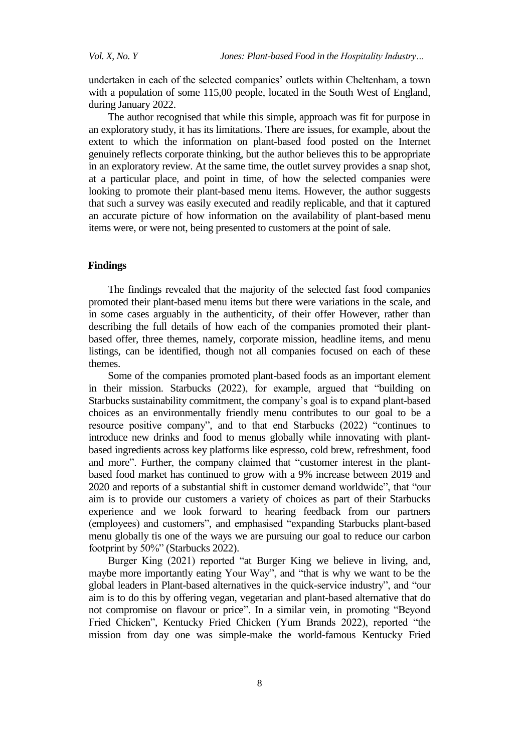undertaken in each of the selected companies' outlets within Cheltenham, a town with a population of some 115,00 people, located in the South West of England, during January 2022.

The author recognised that while this simple, approach was fit for purpose in an exploratory study, it has its limitations. There are issues, for example, about the extent to which the information on plant-based food posted on the Internet genuinely reflects corporate thinking, but the author believes this to be appropriate in an exploratory review. At the same time, the outlet survey provides a snap shot, at a particular place, and point in time, of how the selected companies were looking to promote their plant-based menu items. However, the author suggests that such a survey was easily executed and readily replicable, and that it captured an accurate picture of how information on the availability of plant-based menu items were, or were not, being presented to customers at the point of sale.

## Findings

The findings revealed that the majority of the selected fast food companies promoted their plant-based menu items but there were variations in the scale, and in some cases arguably in the authenticity, of their offer However, rather than describing the full details of how each of the companies promoted their plant-based offer, three themes, namely, corporate mission, headline items, and menu listings, can be identified, though not all companies focused on each of these themes.

Some of the companies promoted plant-based foods as an important element in their mission. Starbucks (2022), for example, argued that "building on Starbucks sustainability commitment, the company's goal is to expand plant-based choices as an environmentally friendly menu contributes to our goal to be a resource positive company", and to that end Starbucks (2022) "continues to introduce new drinks and food to menus globally while innovating with plant-based ingredients across key platforms like espresso, cold brew, refreshment, food and more". Further, the company claimed that "customer interest in the plant-based food market has continued to grow with a 9% increase between 2019 and 2020 and reports of a substantial shift in customer demand worldwide", that "our aim is to provide our customers a variety of choices as part of their Starbucks experience and we look forward to hearing feedback from our partners (employees) and customers", and emphasised "expanding Starbucks plant-based menu globally tis one of the ways we are pursuing our goal to reduce our carbon footprint by 50%" (Starbucks 2022).

Burger King (2021) reported "at Burger King we believe in living, and, maybe more importantly eating Your Way", and "that is why we want to be the global leaders in Plant-based alternatives in the quick-service industry", and "our aim is to do this by offering vegan, vegetarian and plant-based alternative that do not compromise on flavour or price". In a similar vein, in promoting "Beyond Fried Chicken", Kentucky Fried Chicken (Yum Brands 2022), reported "the mission from day one was simple-make the world-famous Kentucky Fried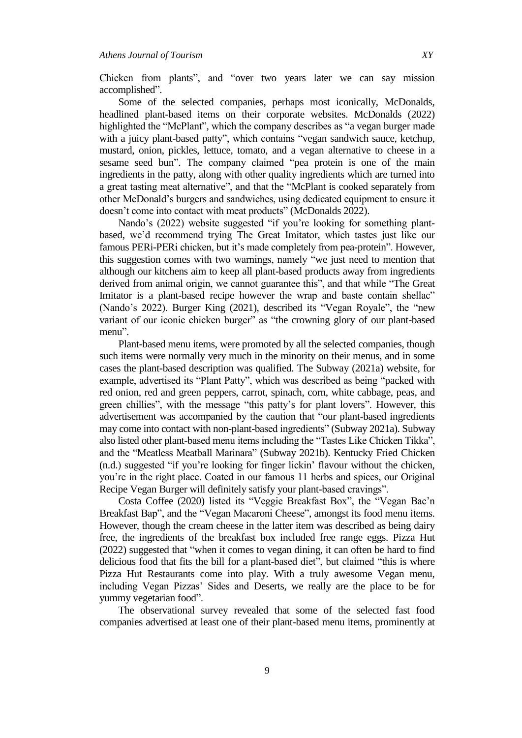Chicken from plants", and "over two years later we can say mission accomplished".

Some of the selected companies, perhaps most iconically, McDonalds, headlined plant-based items on their corporate websites. McDonalds (2022) highlighted the "McPlant", which the company describes as "a vegan burger made with a juicy plant-based patty", which contains "vegan sandwich sauce, ketchup, mustard, onion, pickles, lettuce, tomato, and a vegan alternative to cheese in a sesame seed bun". The company claimed "pea protein is one of the main ingredients in the patty, along with other quality ingredients which are turned into a great tasting meat alternative", and that the "McPlant is cooked separately from other McDonald's burgers and sandwiches, using dedicated equipment to ensure it doesn't come into contact with meat products" (McDonalds 2022).

Nando's (2022) website suggested "if you're looking for something plant-based, we'd recommend trying The Great Imitator, which tastes just like our famous PERi-PERi chicken, but it's made completely from pea-protein". However, this suggestion comes with two warnings, namely "we just need to mention that although our kitchens aim to keep all plant-based products away from ingredients derived from animal origin, we cannot guarantee this", and that while "The Great Imitator is a plant-based recipe however the wrap and baste contain shellac" (Nando's 2022). Burger King (2021), described its "Vegan Royale", the "new variant of our iconic chicken burger" as "the crowning glory of our plant-based menu".

Plant-based menu items, were promoted by all the selected companies, though such items were normally very much in the minority on their menus, and in some cases the plant-based description was qualified. The Subway (2021a) website, for example, advertised its "Plant Patty", which was described as being "packed with red onion, red and green peppers, carrot, spinach, corn, white cabbage, peas, and green chillies", with the message "this patty's for plant lovers". However, this advertisement was accompanied by the caution that "our plant-based ingredients may come into contact with non-plant-based ingredients" (Subway 2021a). Subway also listed other plant-based menu items including the "Tastes Like Chicken Tikka", and the "Meatless Meatball Marinara" (Subway 2021b). Kentucky Fried Chicken (n.d.) suggested "if you're looking for finger lickin' flavour without the chicken, you're in the right place. Coated in our famous 11 herbs and spices, our Original Recipe Vegan Burger will definitely satisfy your plant-based cravings".

Costa Coffee (2020) listed its "Veggie Breakfast Box", the "Vegan Bac'n Breakfast Bap", and the "Vegan Macaroni Cheese", amongst its food menu items. However, though the cream cheese in the latter item was described as being dairy free, the ingredients of the breakfast box included free range eggs. Pizza Hut (2022) suggested that "when it comes to vegan dining, it can often be hard to find delicious food that fits the bill for a plant-based diet", but claimed "this is where Pizza Hut Restaurants come into play. With a truly awesome Vegan menu, including Vegan Pizzas' Sides and Deserts, we really are the place to be for yummy vegetarian food".

The observational survey revealed that some of the selected fast food companies advertised at least one of their plant-based menu items, prominently at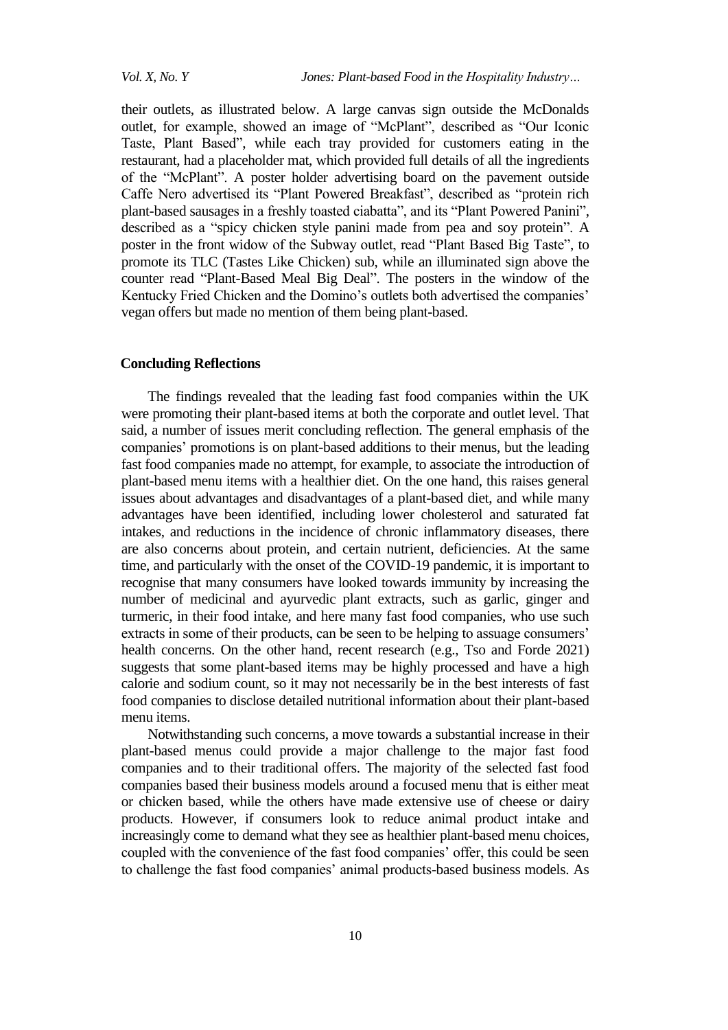their outlets, as illustrated below. A large canvas sign outside the McDonalds outlet, for example, showed an image of "McPlant", described as "Our Iconic Taste, Plant Based", while each tray provided for customers eating in the restaurant, had a placeholder mat, which provided full details of all the ingredients of the "McPlant". A poster holder advertising board on the pavement outside Caffe Nero advertised its "Plant Powered Breakfast", described as "protein rich plant-based sausages in a freshly toasted ciabatta", and its "Plant Powered Panini", described as a "spicy chicken style panini made from pea and soy protein". A poster in the front widow of the Subway outlet, read "Plant Based Big Taste", to promote its TLC (Tastes Like Chicken) sub, while an illuminated sign above the counter read "Plant-Based Meal Big Deal". The posters in the window of the Kentucky Fried Chicken and the Domino's outlets both advertised the companies' vegan offers but made no mention of them being plant-based.

## Concluding Reflections

The findings revealed that the leading fast food companies within the UK were promoting their plant-based items at both the corporate and outlet level. That said, a number of issues merit concluding reflection. The general emphasis of the companies' promotions is on plant-based additions to their menus, but the leading fast food companies made no attempt, for example, to associate the introduction of plant-based menu items with a healthier diet. On the one hand, this raises general issues about advantages and disadvantages of a plant-based diet, and while many advantages have been identified, including lower cholesterol and saturated fat intakes, and reductions in the incidence of chronic inflammatory diseases, there are also concerns about protein, and certain nutrient, deficiencies. At the same time, and particularly with the onset of the COVID-19 pandemic, it is important to recognise that many consumers have looked towards immunity by increasing the number of medicinal and ayurvedic plant extracts, such as garlic, ginger and turmeric, in their food intake, and here many fast food companies, who use such extracts in some of their products, can be seen to be helping to assuage consumers' health concerns. On the other hand, recent research (e.g., Tso and Forde 2021) suggests that some plant-based items may be highly processed and have a high calorie and sodium count, so it may not necessarily be in the best interests of fast food companies to disclose detailed nutritional information about their plant-based menu items.

Notwithstanding such concerns, a move towards a substantial increase in their plant-based menus could provide a major challenge to the major fast food companies and to their traditional offers. The majority of the selected fast food companies based their business models around a focused menu that is either meat or chicken based, while the others have made extensive use of cheese or dairy products. However, if consumers look to reduce animal product intake and increasingly come to demand what they see as healthier plant-based menu choices, coupled with the convenience of the fast food companies' offer, this could be seen to challenge the fast food companies' animal products-based business models. As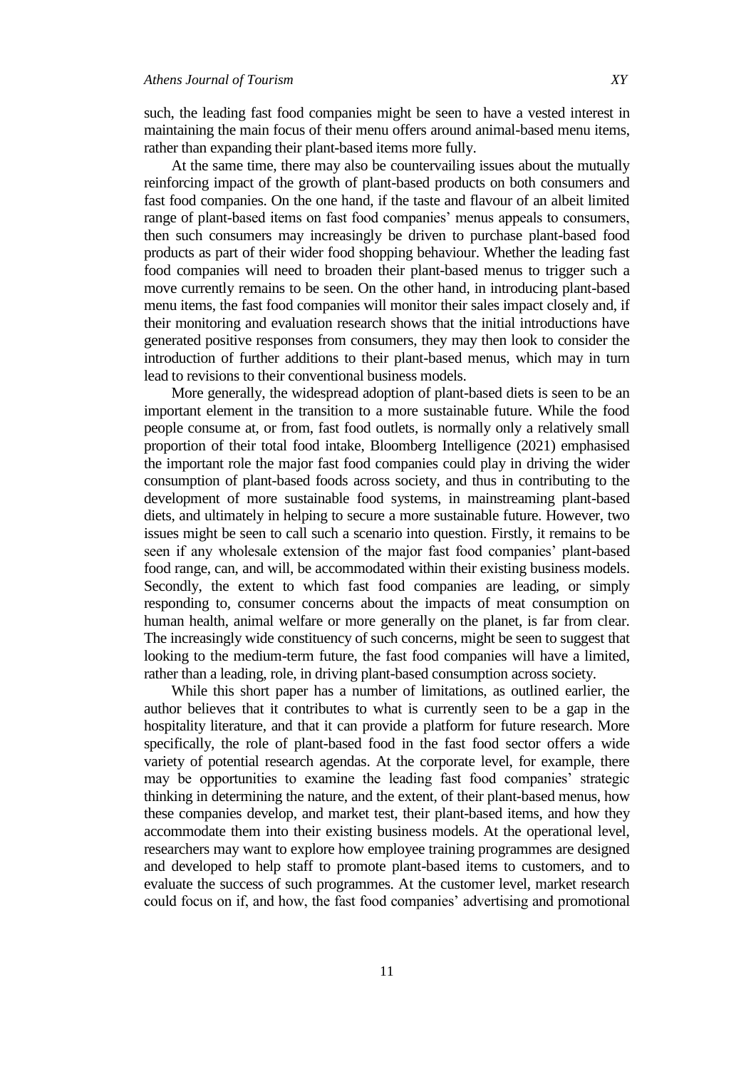such, the leading fast food companies might be seen to have a vested interest in maintaining the main focus of their menu offers around animal-based menu items, rather than expanding their plant-based items more fully.

At the same time, there may also be countervailing issues about the mutually reinforcing impact of the growth of plant-based products on both consumers and fast food companies. On the one hand, if the taste and flavour of an albeit limited range of plant-based items on fast food companies' menus appeals to consumers, then such consumers may increasingly be driven to purchase plant-based food products as part of their wider food shopping behaviour. Whether the leading fast food companies will need to broaden their plant-based menus to trigger such a move currently remains to be seen. On the other hand, in introducing plant-based menu items, the fast food companies will monitor their sales impact closely and, if their monitoring and evaluation research shows that the initial introductions have generated positive responses from consumers, they may then look to consider the introduction of further additions to their plant-based menus, which may in turn lead to revisions to their conventional business models.

More generally, the widespread adoption of plant-based diets is seen to be an important element in the transition to a more sustainable future. While the food people consume at, or from, fast food outlets, is normally only a relatively small proportion of their total food intake, Bloomberg Intelligence (2021) emphasised the important role the major fast food companies could play in driving the wider consumption of plant-based foods across society, and thus in contributing to the development of more sustainable food systems, in mainstreaming plant-based diets, and ultimately in helping to secure a more sustainable future. However, two issues might be seen to call such a scenario into question. Firstly, it remains to be seen if any wholesale extension of the major fast food companies' plant-based food range, can, and will, be accommodated within their existing business models. Secondly, the extent to which fast food companies are leading, or simply responding to, consumer concerns about the impacts of meat consumption on human health, animal welfare or more generally on the planet, is far from clear. The increasingly wide constituency of such concerns, might be seen to suggest that looking to the medium-term future, the fast food companies will have a limited, rather than a leading, role, in driving plant-based consumption across society.

While this short paper has a number of limitations, as outlined earlier, the author believes that it contributes to what is currently seen to be a gap in the hospitality literature, and that it can provide a platform for future research. More specifically, the role of plant-based food in the fast food sector offers a wide variety of potential research agendas. At the corporate level, for example, there may be opportunities to examine the leading fast food companies' strategic thinking in determining the nature, and the extent, of their plant-based menus, how these companies develop, and market test, their plant-based items, and how they accommodate them into their existing business models. At the operational level, researchers may want to explore how employee training programmes are designed and developed to help staff to promote plant-based items to customers, and to evaluate the success of such programmes. At the customer level, market research could focus on if, and how, the fast food companies' advertising and promotional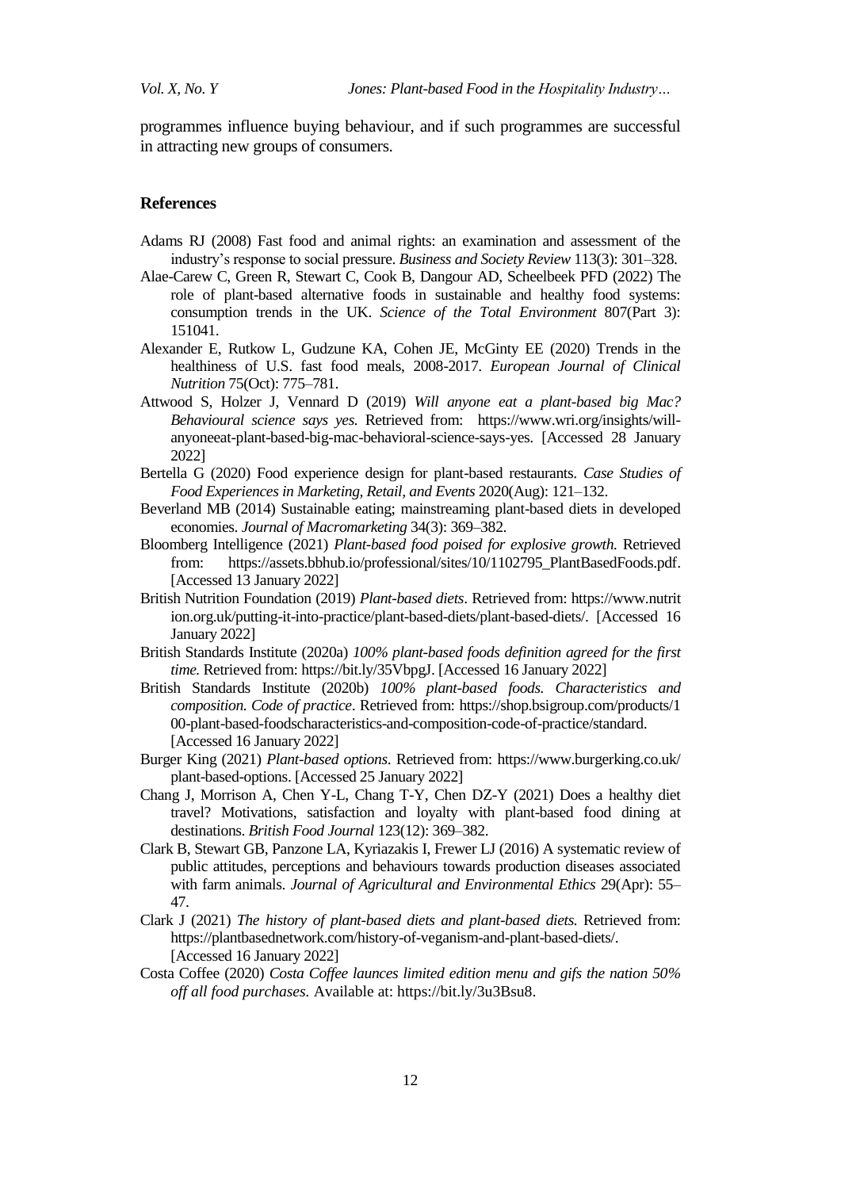programmes influence buying behaviour, and if such programmes are successful in attracting new groups of consumers.

## References

Adams RJ (2008) Fast food and animal rights: an examination and assessment of the industry's response to social pressure. *Business and Society Review* 113(3): 301–328.

Alae-Carew C, Green R, Stewart C, Cook B, Dangour AD, Scheelbeek PFD (2022) The role of plant-based alternative foods in sustainable and healthy food systems: consumption trends in the UK. *Science of the Total Environment* 807(Part 3): 151041.

Alexander E, Rutkow L, Gudzune KA, Cohen JE, McGinty EE (2020) Trends in the healthiness of U.S. fast food meals, 2008-2017. *European Journal of Clinical Nutrition* 75(Oct): 775–781.

Attwood S, Holzer J, Vennard D (2019) *Will anyone eat a plant-based big Mac? Behavioural science says yes.* Retrieved from: https://www.wri.org/insights/will-anyoneeat-plant-based-big-mac-behavioral-science-says-yes. [Accessed 28 January 2022]

Bertella G (2020) Food experience design for plant-based restaurants. *Case Studies of Food Experiences in Marketing, Retail, and Events* 2020(Aug): 121–132.

Beverland MB (2014) Sustainable eating; mainstreaming plant-based diets in developed economies. *Journal of Macromarketing* 34(3): 369–382.

Bloomberg Intelligence (2021) *Plant-based food poised for explosive growth.* Retrieved from: https://assets.bbhub.io/professional/sites/10/1102795_PlantBasedFoods.pdf. [Accessed 13 January 2022]

British Nutrition Foundation (2019) *Plant-based diets*. Retrieved from: https://www.nutrition.org.uk/putting-it-into-practice/plant-based-diets/plant-based-diets/. [Accessed 16 January 2022]

British Standards Institute (2020a) *100% plant-based foods definition agreed for the first time.* Retrieved from: https://bit.ly/35VbpgJ. [Accessed 16 January 2022]

British Standards Institute (2020b) *100% plant-based foods. Characteristics and composition. Code of practice*. Retrieved from: https://shop.bsigroup.com/products/100-plant-based-foodscharacteristics-and-composition-code-of-practice/standard. [Accessed 16 January 2022]

Burger King (2021) *Plant-based options.* Retrieved from: https://www.burgerking.co.uk/plant-based-options. [Accessed 25 January 2022]

Chang J, Morrison A, Chen Y-L, Chang T-Y, Chen DZ-Y (2021) Does a healthy diet travel? Motivations, satisfaction and loyalty with plant-based food dining at destinations. *British Food Journal* 123(12): 369–382.

Clark B, Stewart GB, Panzone LA, Kyriazakis I, Frewer LJ (2016) A systematic review of public attitudes, perceptions and behaviours towards production diseases associated with farm animals. *Journal of Agricultural and Environmental Ethics* 29(Apr): 55–47.

Clark J (2021) *The history of plant-based diets and plant-based diets.* Retrieved from: https://plantbasednetwork.com/history-of-veganism-and-plant-based-diets/. [Accessed 16 January 2022]

Costa Coffee (2020) *Costa Coffee launces limited edition menu and gifs the nation 50% off all food purchases*. Available at: https://bit.ly/3u3Bsu8.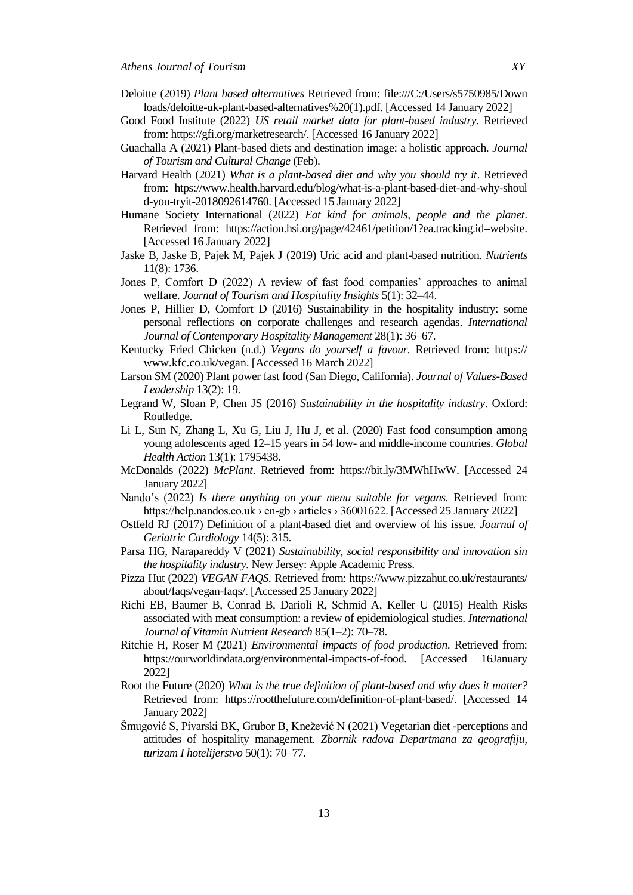Deloitte (2019) *Plant based alternatives* Retrieved from: file:///C:/Users/s5750985/Downloads/deloitte-uk-plant-based-alternatives%20(1).pdf. [Accessed 14 January 2022]

Good Food Institute (2022) *US retail market data for plant-based industry*. Retrieved from: https://gfi.org/marketresearch/. [Accessed 16 January 2022]

Guachalla A (2021) Plant-based diets and destination image: a holistic approach. *Journal of Tourism and Cultural Change* (Feb).

Harvard Health (2021) *What is a plant-based diet and why you should try it*. Retrieved from: https://www.health.harvard.edu/blog/what-is-a-plant-based-diet-and-why-should-you-tryit-2018092614760. [Accessed 15 January 2022]

Humane Society International (2022) *Eat kind for animals, people and the planet*. Retrieved from: https://action.hsi.org/page/42461/petition/1?ea.tracking.id=website. [Accessed 16 January 2022]

Jaske B, Jaske B, Pajek M, Pajek J (2019) Uric acid and plant-based nutrition. *Nutrients* 11(8): 1736.

Jones P, Comfort D (2022) A review of fast food companies' approaches to animal welfare. *Journal of Tourism and Hospitality Insights* 5(1): 32–44.

Jones P, Hillier D, Comfort D (2016) Sustainability in the hospitality industry: some personal reflections on corporate challenges and research agendas. *International Journal of Contemporary Hospitality Management* 28(1): 36–67.

Kentucky Fried Chicken (n.d.) *Vegans do yourself a favour.* Retrieved from: https://www.kfc.co.uk/vegan. [Accessed 16 March 2022]

Larson SM (2020) Plant power fast food (San Diego, California). *Journal of Values-Based Leadership* 13(2): 19.

Legrand W, Sloan P, Chen JS (2016) *Sustainability in the hospitality industry*. Oxford: Routledge.

Li L, Sun N, Zhang L, Xu G, Liu J, Hu J, et al. (2020) Fast food consumption among young adolescents aged 12–15 years in 54 low- and middle-income countries. *Global Health Action* 13(1): 1795438.

McDonalds (2022) *McPlant*. Retrieved from: https://bit.ly/3MWhHwW. [Accessed 24 January 2022]

Nando's (2022) *Is there anything on your menu suitable for vegans.* Retrieved from: https://help.nandos.co.uk › en-gb › articles › 36001622. [Accessed 25 January 2022]

Ostfeld RJ (2017) Definition of a plant-based diet and overview of his issue. *Journal of Geriatric Cardiology* 14(5): 315.

Parsa HG, Narapareddy V (2021) *Sustainability, social responsibility and innovation sin the hospitality industry.* New Jersey: Apple Academic Press.

Pizza Hut (2022) *VEGAN FAQS.* Retrieved from: https://www.pizzahut.co.uk/restaurants/about/faqs/vegan-faqs/. [Accessed 25 January 2022]

Richi EB, Baumer B, Conrad B, Darioli R, Schmid A, Keller U (2015) Health Risks associated with meat consumption: a review of epidemiological studies. *International Journal of Vitamin Nutrient Research* 85(1–2): 70–78.

Ritchie H, Roser M (2021) *Environmental impacts of food production*. Retrieved from: https://ourworldindata.org/environmental-impacts-of-food. [Accessed 16January 2022]

Root the Future (2020) *What is the true definition of plant-based and why does it matter?* Retrieved from: https://rootthefuture.com/definition-of-plant-based/. [Accessed 14 January 2022]

Šmugović S, Pivarski BK, Grubor B, Knežević N (2021) Vegetarian diet -perceptions and attitudes of hospitality management. *Zbornik radova Departmana za geografiju, turizam I hotelijerstvo* 50(1): 70–77.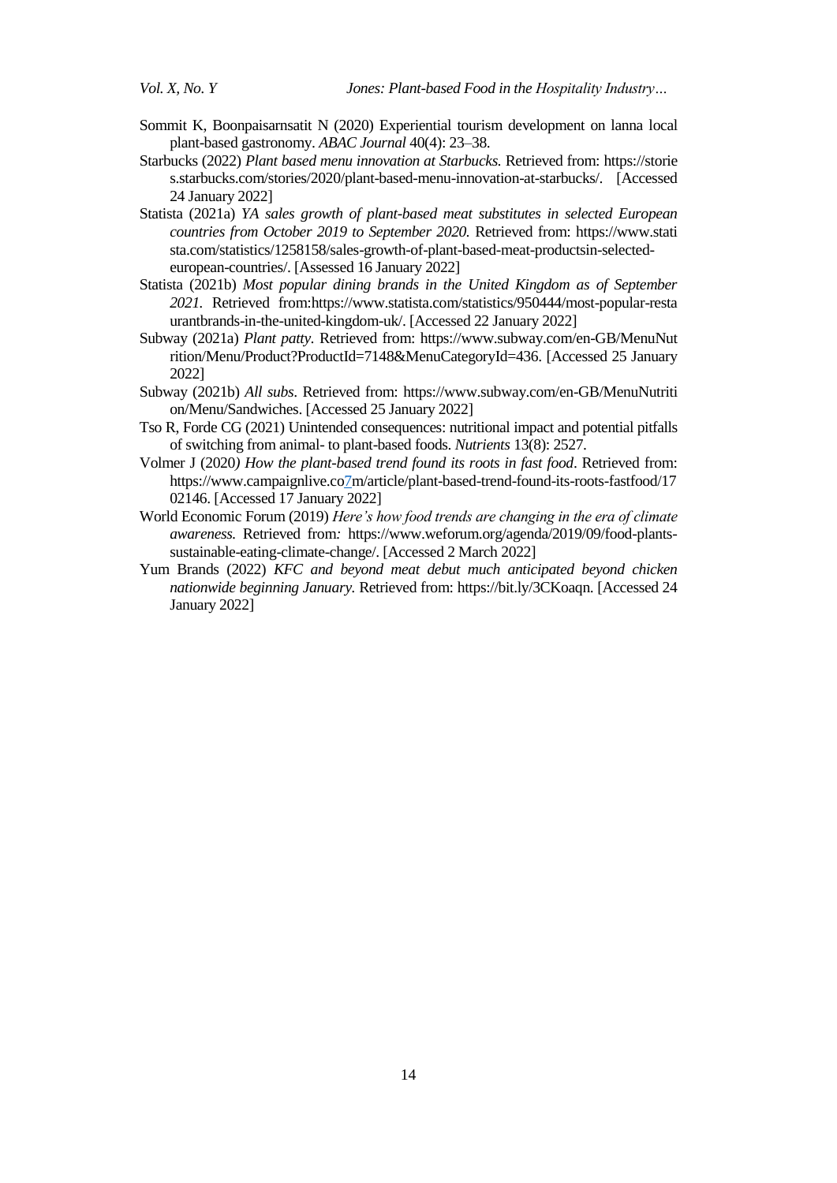Sommit K, Boonpaisarnsatit N (2020) Experiential tourism development on lanna local plant-based gastronomy. *ABAC Journal* 40(4): 23–38.

Starbucks (2022) *Plant based menu innovation at Starbucks.* Retrieved from: https://stories.starbucks.com/stories/2020/plant-based-menu-innovation-at-starbucks/. [Accessed 24 January 2022]

Statista (2021a) *YA sales growth of plant-based meat substitutes in selected European countries from October 2019 to September 2020.* Retrieved from: https://www.statista.com/statistics/1258158/sales-growth-of-plant-based-meat-productsin-selected-european-countries/. [Assessed 16 January 2022]

Statista (2021b) *Most popular dining brands in the United Kingdom as of September 2021.* Retrieved from:https://www.statista.com/statistics/950444/most-popular-restaurantbrands-in-the-united-kingdom-uk/. [Accessed 22 January 2022]

Subway (2021a) *Plant patty.* Retrieved from: https://www.subway.com/en-GB/MenuNutrition/Menu/Product?ProductId=7148&MenuCategoryId=436. [Accessed 25 January 2022]

Subway (2021b) *All subs.* Retrieved from: https://www.subway.com/en-GB/MenuNutrition/Menu/Sandwiches. [Accessed 25 January 2022]

Tso R, Forde CG (2021) Unintended consequences: nutritional impact and potential pitfalls of switching from animal- to plant-based foods. *Nutrients* 13(8): 2527.

Volmer J (2020*) How the plant-based trend found its roots in fast food*. Retrieved from: https://www.campaignlive.co7m/article/plant-based-trend-found-its-roots-fastfood/1702146. [Accessed 17 January 2022]

World Economic Forum (2019) *Here's how food trends are changing in the era of climate awareness.* Retrieved from*:* https://www.weforum.org/agenda/2019/09/food-plants-sustainable-eating-climate-change/. [Accessed 2 March 2022]

Yum Brands (2022) *KFC and beyond meat debut much anticipated beyond chicken nationwide beginning January.* Retrieved from: https://bit.ly/3CKoaqn. [Accessed 24 January 2022]